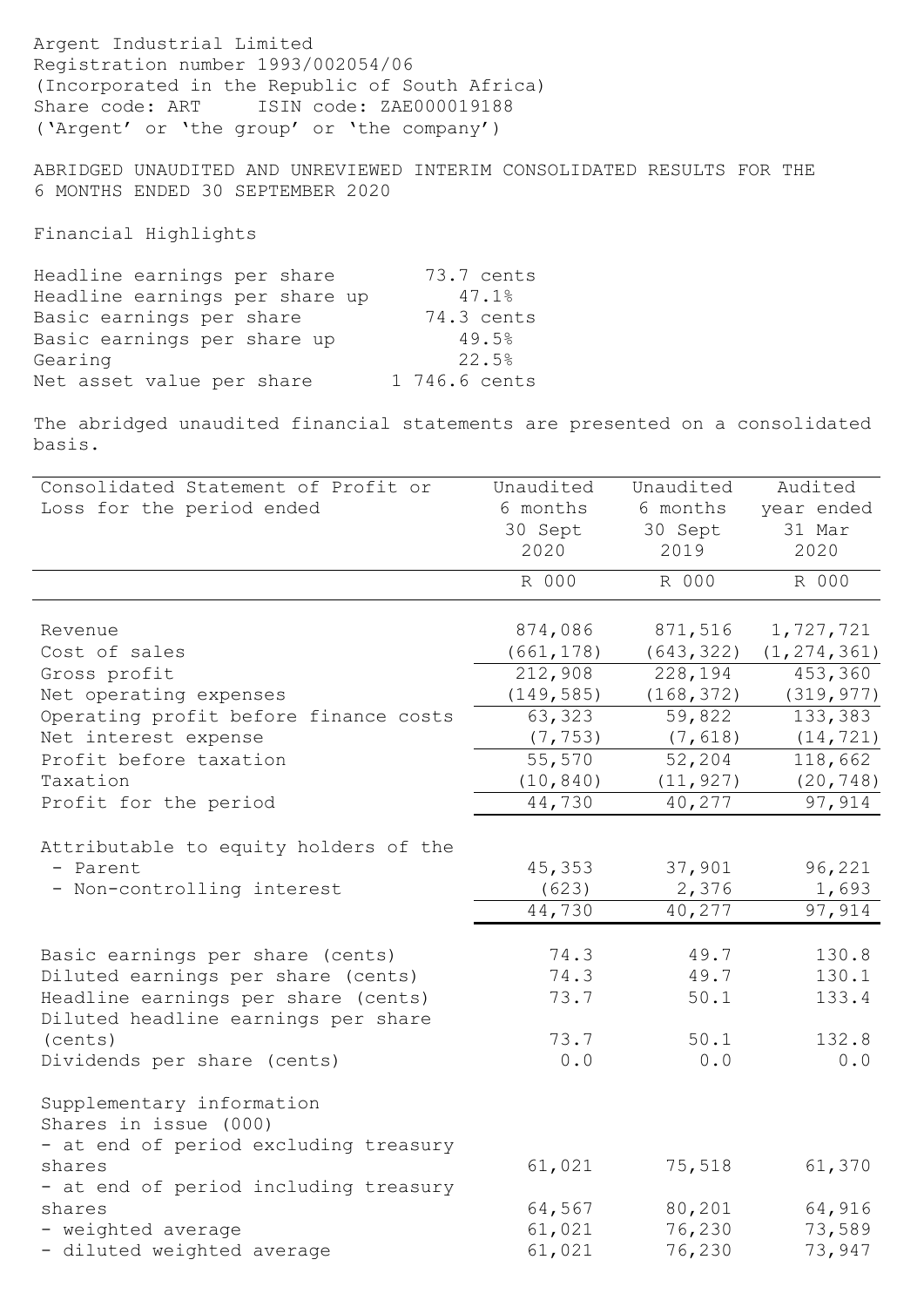Argent Industrial Limited
Registration number 1993/002054/06
(Incorporated in the Republic of South Africa)
Share code: ART ISIN code: ZAE000019188
('Argent' or 'the group' or 'the company')

# ABRIDGED UNAUDITED AND UNREVIEWED INTERIM CONSOLIDATED RESULTS FOR THE 6 MONTHS ENDED 30 SEPTEMBER 2020

## Financial Highlights

| | |
|---|---|
| Headline earnings per share | 73.7 cents |
| Headline earnings per share up | 47.1% |
| Basic earnings per share | 74.3 cents |
| Basic earnings per share up | 49.5% |
| Gearing | 22.5% |
| Net asset value per share | 1 746.6 cents |

The abridged unaudited financial statements are presented on a consolidated basis.

| Consolidated Statement of Profit or Loss for the period ended | Unaudited 6 months 30 Sept 2020 | Unaudited 6 months 30 Sept 2019 | Audited year ended 31 Mar 2020 |
|---|---|---|---|
| | R 000 | R 000 | R 000 |
| Revenue | 874,086 | 871,516 | 1,727,721 |
| Cost of sales | (661,178) | (643,322) | (1,274,361) |
| Gross profit | 212,908 | 228,194 | 453,360 |
| Net operating expenses | (149,585) | (168,372) | (319,977) |
| Operating profit before finance costs | 63,323 | 59,822 | 133,383 |
| Net interest expense | (7,753) | (7,618) | (14,721) |
| Profit before taxation | 55,570 | 52,204 | 118,662 |
| Taxation | (10,840) | (11,927) | (20,748) |
| Profit for the period | 44,730 | 40,277 | 97,914 |
| Attributable to equity holders of the | | | |
| - Parent | 45,353 | 37,901 | 96,221 |
| - Non-controlling interest | (623) | 2,376 | 1,693 |
| | 44,730 | 40,277 | 97,914 |
| Basic earnings per share (cents) | 74.3 | 49.7 | 130.8 |
| Diluted earnings per share (cents) | 74.3 | 49.7 | 130.1 |
| Headline earnings per share (cents) | 73.7 | 50.1 | 133.4 |
| Diluted headline earnings per share (cents) | 73.7 | 50.1 | 132.8 |
| Dividends per share (cents) | 0.0 | 0.0 | 0.0 |
| Supplementary information | | | |
| Shares in issue (000) | | | |
| - at end of period excluding treasury shares | 61,021 | 75,518 | 61,370 |
| - at end of period including treasury shares | 64,567 | 80,201 | 64,916 |
| - weighted average | 61,021 | 76,230 | 73,589 |
| - diluted weighted average | 61,021 | 76,230 | 73,947 |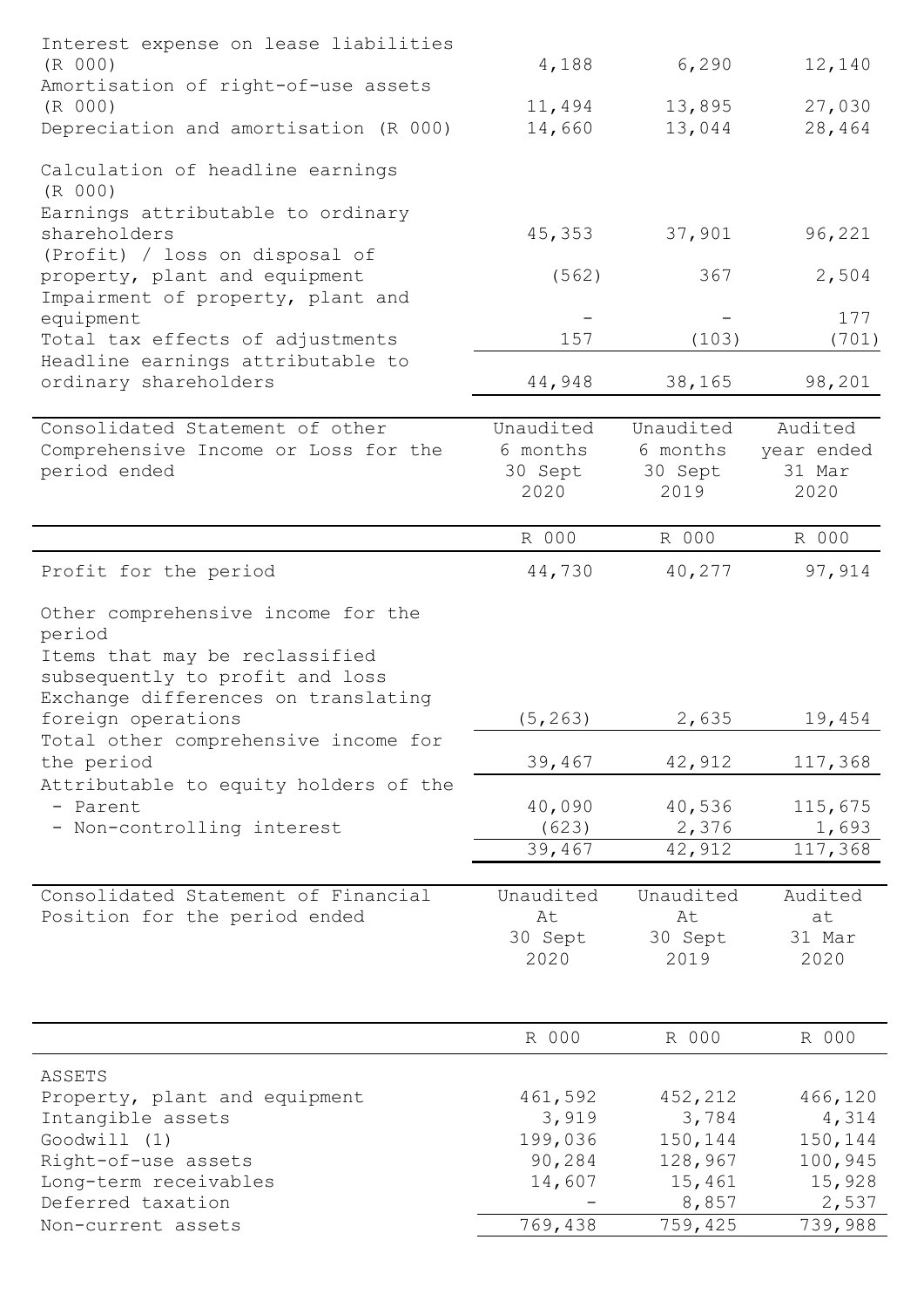| | | | |
|---|---|---|---|
| Interest expense on lease liabilities (R 000) | 4,188 | 6,290 | 12,140 |
| Amortisation of right-of-use assets (R 000) | 11,494 | 13,895 | 27,030 |
| Depreciation and amortisation (R 000) | 14,660 | 13,044 | 28,464 |
| | | | |
| Calculation of headline earnings (R 000) | | | |
| Earnings attributable to ordinary shareholders | 45,353 | 37,901 | 96,221 |
| (Profit) / loss on disposal of property, plant and equipment | (562) | 367 | 2,504 |
| Impairment of property, plant and equipment | - | - | 177 |
| Total tax effects of adjustments | 157 | (103) | (701) |
| Headline earnings attributable to ordinary shareholders | 44,948 | 38,165 | 98,201 |

| Consolidated Statement of other Comprehensive Income or Loss for the period ended | Unaudited 6 months 30 Sept 2020 | Unaudited 6 months 30 Sept 2019 | Audited year ended 31 Mar 2020 |
|---|---|---|---|
| | R 000 | R 000 | R 000 |
| Profit for the period | 44,730 | 40,277 | 97,914 |
| | | | |
| Other comprehensive income for the period | | | |
| Items that may be reclassified subsequently to profit and loss | | | |
| Exchange differences on translating foreign operations | (5,263) | 2,635 | 19,454 |
| Total other comprehensive income for the period | 39,467 | 42,912 | 117,368 |
| Attributable to equity holders of the | | | |
| - Parent | 40,090 | 40,536 | 115,675 |
| - Non-controlling interest | (623) | 2,376 | 1,693 |
| | 39,467 | 42,912 | 117,368 |

| Consolidated Statement of Financial Position for the period ended | Unaudited At 30 Sept 2020 | Unaudited At 30 Sept 2019 | Audited at 31 Mar 2020 |
|---|---|---|---|
| | R 000 | R 000 | R 000 |
| ASSETS | | | |
| Property, plant and equipment | 461,592 | 452,212 | 466,120 |
| Intangible assets | 3,919 | 3,784 | 4,314 |
| Goodwill (1) | 199,036 | 150,144 | 150,144 |
| Right-of-use assets | 90,284 | 128,967 | 100,945 |
| Long-term receivables | 14,607 | 15,461 | 15,928 |
| Deferred taxation | - | 8,857 | 2,537 |
| Non-current assets | 769,438 | 759,425 | 739,988 |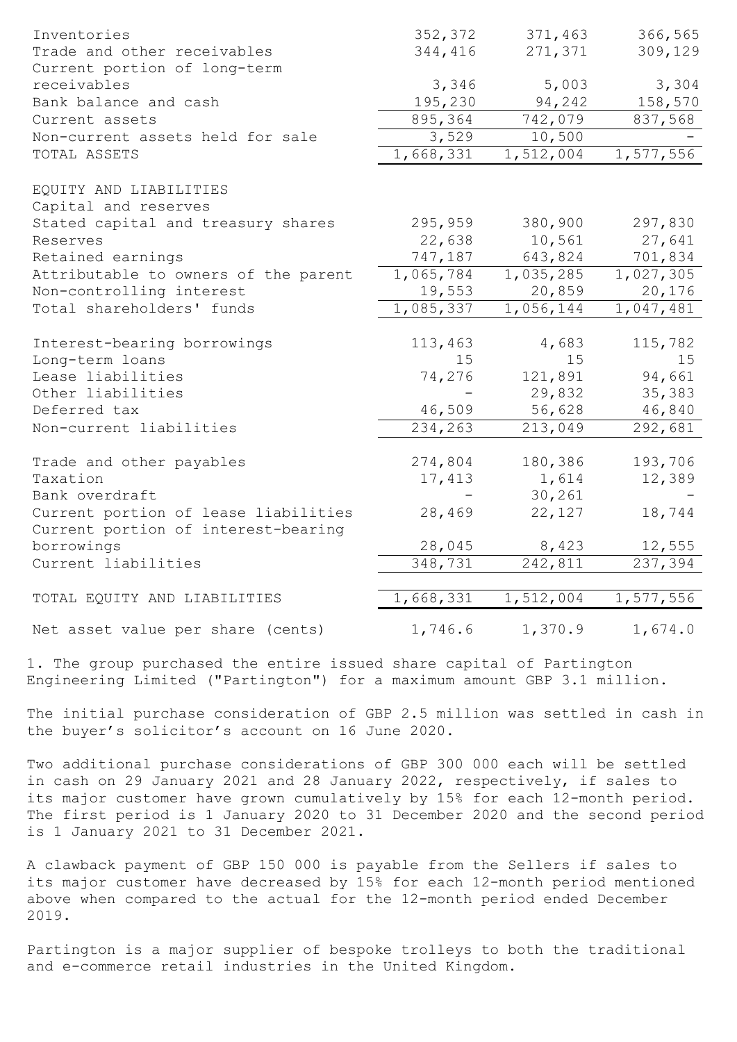| | | | |
|---|---|---|---|
| Inventories | 352,372 | 371,463 | 366,565 |
| Trade and other receivables | 344,416 | 271,371 | 309,129 |
| Current portion of long-term receivables | 3,346 | 5,003 | 3,304 |
| Bank balance and cash | 195,230 | 94,242 | 158,570 |
| Current assets | 895,364 | 742,079 | 837,568 |
| Non-current assets held for sale | 3,529 | 10,500 | - |
| TOTAL ASSETS | 1,668,331 | 1,512,004 | 1,577,556 |
| | | | |
| EQUITY AND LIABILITIES | | | |
| Capital and reserves | | | |
| Stated capital and treasury shares | 295,959 | 380,900 | 297,830 |
| Reserves | 22,638 | 10,561 | 27,641 |
| Retained earnings | 747,187 | 643,824 | 701,834 |
| Attributable to owners of the parent | 1,065,784 | 1,035,285 | 1,027,305 |
| Non-controlling interest | 19,553 | 20,859 | 20,176 |
| Total shareholders' funds | 1,085,337 | 1,056,144 | 1,047,481 |
| | | | |
| Interest-bearing borrowings | 113,463 | 4,683 | 115,782 |
| Long-term loans | 15 | 15 | 15 |
| Lease liabilities | 74,276 | 121,891 | 94,661 |
| Other liabilities | - | 29,832 | 35,383 |
| Deferred tax | 46,509 | 56,628 | 46,840 |
| Non-current liabilities | 234,263 | 213,049 | 292,681 |
| | | | |
| Trade and other payables | 274,804 | 180,386 | 193,706 |
| Taxation | 17,413 | 1,614 | 12,389 |
| Bank overdraft | - | 30,261 | - |
| Current portion of lease liabilities | 28,469 | 22,127 | 18,744 |
| Current portion of interest-bearing borrowings | 28,045 | 8,423 | 12,555 |
| Current liabilities | 348,731 | 242,811 | 237,394 |
| | | | |
| TOTAL EQUITY AND LIABILITIES | 1,668,331 | 1,512,004 | 1,577,556 |
| | | | |
| Net asset value per share (cents) | 1,746.6 | 1,370.9 | 1,674.0 |

1. The group purchased the entire issued share capital of Partington Engineering Limited ("Partington") for a maximum amount GBP 3.1 million.

The initial purchase consideration of GBP 2.5 million was settled in cash in the buyer's solicitor's account on 16 June 2020.

Two additional purchase considerations of GBP 300 000 each will be settled in cash on 29 January 2021 and 28 January 2022, respectively, if sales to its major customer have grown cumulatively by 15% for each 12-month period. The first period is 1 January 2020 to 31 December 2020 and the second period is 1 January 2021 to 31 December 2021.

A clawback payment of GBP 150 000 is payable from the Sellers if sales to its major customer have decreased by 15% for each 12-month period mentioned above when compared to the actual for the 12-month period ended December 2019.

Partington is a major supplier of bespoke trolleys to both the traditional and e-commerce retail industries in the United Kingdom.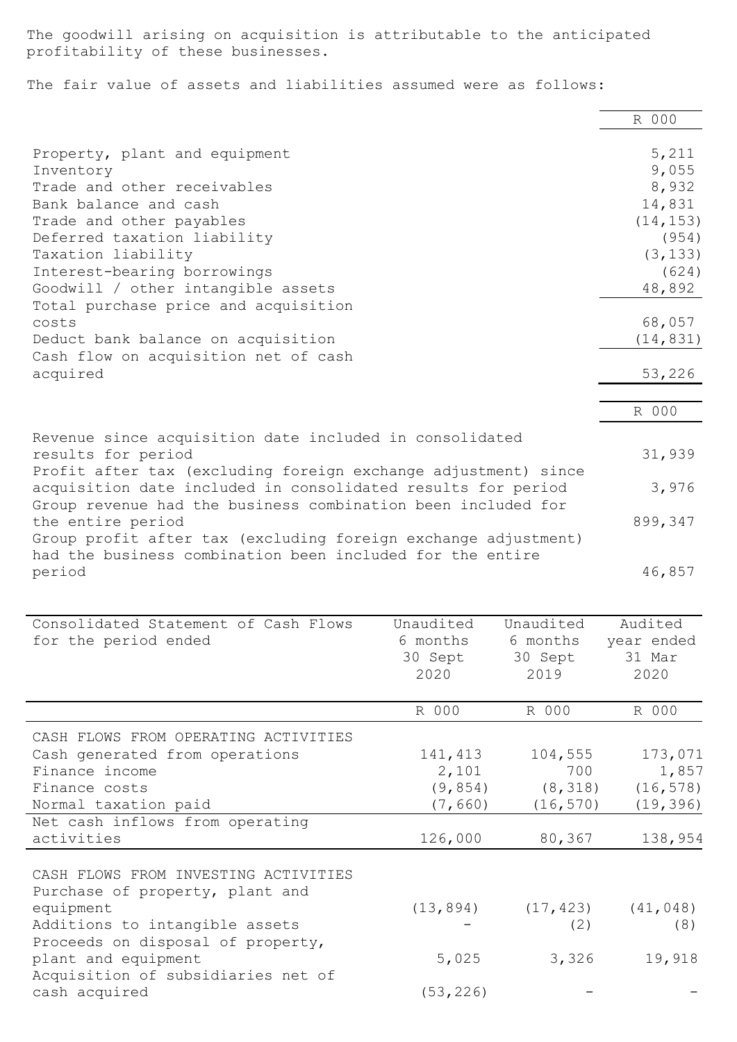The goodwill arising on acquisition is attributable to the anticipated profitability of these businesses.

The fair value of assets and liabilities assumed were as follows:

| | R 000 |
|---|---|
| Property, plant and equipment | 5,211 |
| Inventory | 9,055 |
| Trade and other receivables | 8,932 |
| Bank balance and cash | 14,831 |
| Trade and other payables | (14,153) |
| Deferred taxation liability | (954) |
| Taxation liability | (3,133) |
| Interest-bearing borrowings | (624) |
| Goodwill / other intangible assets | 48,892 |
| Total purchase price and acquisition costs | 68,057 |
| Deduct bank balance on acquisition | (14,831) |
| Cash flow on acquisition net of cash acquired | 53,226 |

| | R 000 |
|---|---|
| Revenue since acquisition date included in consolidated results for period | 31,939 |
| Profit after tax (excluding foreign exchange adjustment) since acquisition date included in consolidated results for period | 3,976 |
| Group revenue had the business combination been included for the entire period | 899,347 |
| Group profit after tax (excluding foreign exchange adjustment) had the business combination been included for the entire period | 46,857 |

| Consolidated Statement of Cash Flows for the period ended | Unaudited 6 months 30 Sept 2020 | Unaudited 6 months 30 Sept 2019 | Audited year ended 31 Mar 2020 |
|---|---|---|---|
| | R 000 | R 000 | R 000 |
| CASH FLOWS FROM OPERATING ACTIVITIES | | | |
| Cash generated from operations | 141,413 | 104,555 | 173,071 |
| Finance income | 2,101 | 700 | 1,857 |
| Finance costs | (9,854) | (8,318) | (16,578) |
| Normal taxation paid | (7,660) | (16,570) | (19,396) |
| Net cash inflows from operating activities | 126,000 | 80,367 | 138,954 |
| CASH FLOWS FROM INVESTING ACTIVITIES | | | |
| Purchase of property, plant and equipment | (13,894) | (17,423) | (41,048) |
| Additions to intangible assets | - | (2) | (8) |
| Proceeds on disposal of property, plant and equipment | 5,025 | 3,326 | 19,918 |
| Acquisition of subsidiaries net of cash acquired | (53,226) | - | - |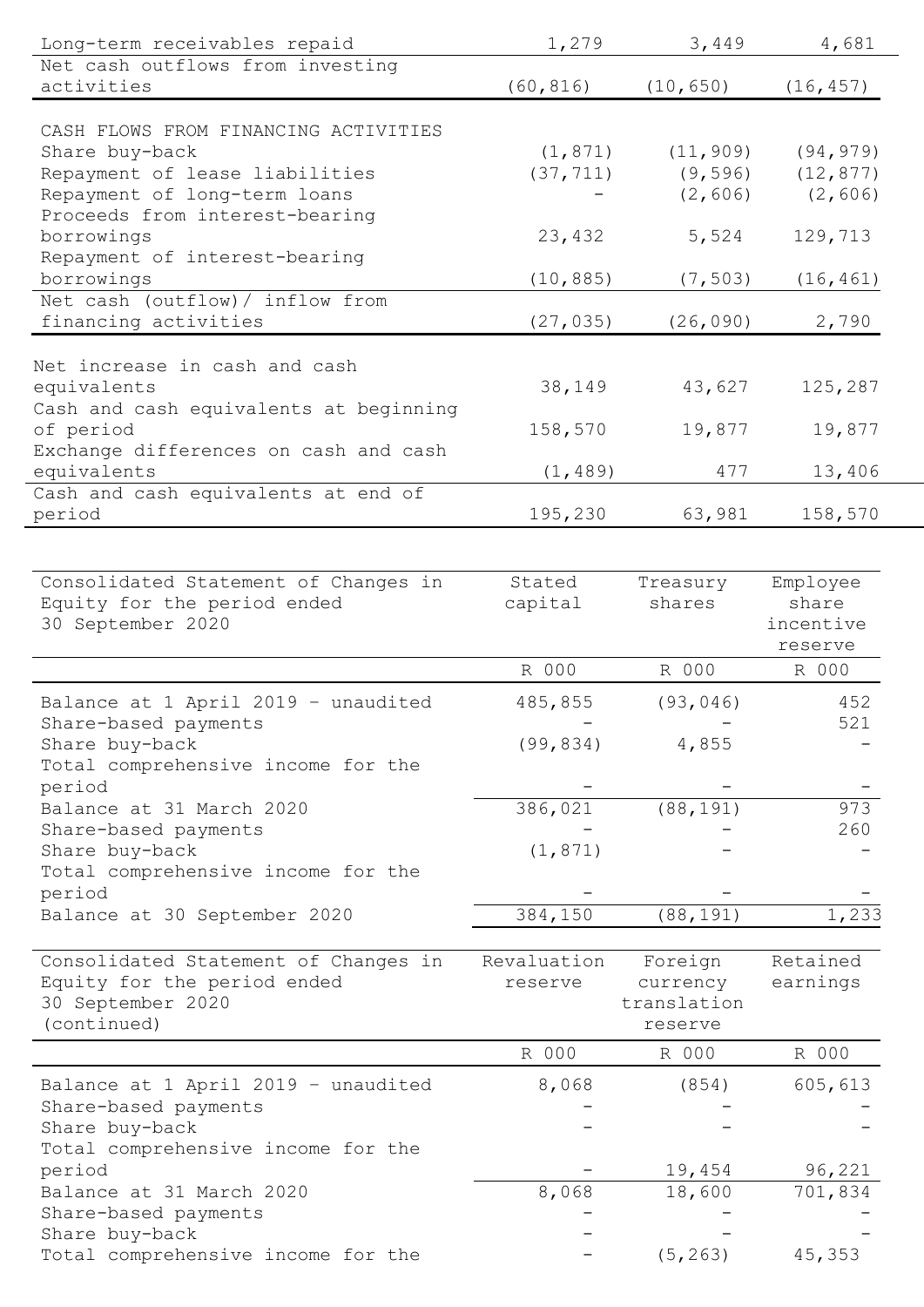| | | | |
|---|---|---|---|
| Long-term receivables repaid | 1,279 | 3,449 | 4,681 |
| Net cash outflows from investing activities | (60,816) | (10,650) | (16,457) |
| | | | |
| CASH FLOWS FROM FINANCING ACTIVITIES | | | |
| Share buy-back | (1,871) | (11,909) | (94,979) |
| Repayment of lease liabilities | (37,711) | (9,596) | (12,877) |
| Repayment of long-term loans | - | (2,606) | (2,606) |
| Proceeds from interest-bearing borrowings | 23,432 | 5,524 | 129,713 |
| Repayment of interest-bearing borrowings | (10,885) | (7,503) | (16,461) |
| Net cash (outflow)/ inflow from financing activities | (27,035) | (26,090) | 2,790 |
| | | | |
| Net increase in cash and cash equivalents | 38,149 | 43,627 | 125,287 |
| Cash and cash equivalents at beginning of period | 158,570 | 19,877 | 19,877 |
| Exchange differences on cash and cash equivalents | (1,489) | 477 | 13,406 |
| Cash and cash equivalents at end of period | 195,230 | 63,981 | 158,570 |

| Consolidated Statement of Changes in Equity for the period ended 30 September 2020 | Stated capital | Treasury shares | Employee share incentive reserve |
|---|---|---|---|
| | R 000 | R 000 | R 000 |
| Balance at 1 April 2019 - unaudited | 485,855 | (93,046) | 452 |
| Share-based payments | - | - | 521 |
| Share buy-back | (99,834) | 4,855 | - |
| Total comprehensive income for the period | - | - | - |
| Balance at 31 March 2020 | 386,021 | (88,191) | 973 |
| Share-based payments | - | - | 260 |
| Share buy-back | (1,871) | - | - |
| Total comprehensive income for the period | - | - | - |
| Balance at 30 September 2020 | 384,150 | (88,191) | 1,233 |

| Consolidated Statement of Changes in Equity for the period ended 30 September 2020 (continued) | Revaluation reserve | Foreign currency translation reserve | Retained earnings |
|---|---|---|---|
| | R 000 | R 000 | R 000 |
| Balance at 1 April 2019 - unaudited | 8,068 | (854) | 605,613 |
| Share-based payments | - | - | - |
| Share buy-back | - | - | - |
| Total comprehensive income for the period | - | 19,454 | 96,221 |
| Balance at 31 March 2020 | 8,068 | 18,600 | 701,834 |
| Share-based payments | - | - | - |
| Share buy-back | - | - | - |
| Total comprehensive income for the | - | (5,263) | 45,353 |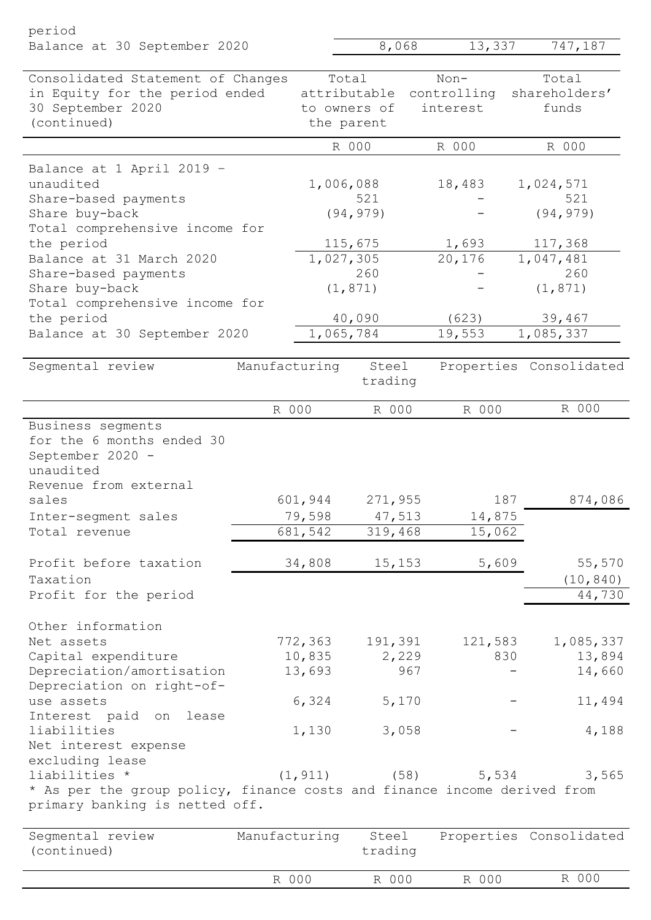| period | | | |
|---|---|---|---|
| Balance at 30 September 2020 | 8,068 | 13,337 | 747,187 |

| Consolidated Statement of Changes in Equity for the period ended 30 September 2020 (continued) | Total attributable to owners of the parent | Non-controlling interest | Total shareholders' funds |
|---|---|---|---|
| | R 000 | R 000 | R 000 |
| Balance at 1 April 2019 - unaudited | 1,006,088 | 18,483 | 1,024,571 |
| Share-based payments | 521 | - | 521 |
| Share buy-back | (94,979) | - | (94,979) |
| Total comprehensive income for the period | 115,675 | 1,693 | 117,368 |
| Balance at 31 March 2020 | 1,027,305 | 20,176 | 1,047,481 |
| Share-based payments | 260 | - | 260 |
| Share buy-back | (1,871) | - | (1,871) |
| Total comprehensive income for the period | 40,090 | (623) | 39,467 |
| Balance at 30 September 2020 | 1,065,784 | 19,553 | 1,085,337 |

| Segmental review | Manufacturing | Steel trading | Properties | Consolidated |
|---|---|---|---|---|
| | R 000 | R 000 | R 000 | R 000 |
| Business segments for the 6 months ended 30 September 2020 - unaudited | | | | |
| Revenue from external sales | 601,944 | 271,955 | 187 | 874,086 |
| Inter-segment sales | 79,598 | 47,513 | 14,875 | |
| Total revenue | 681,542 | 319,468 | 15,062 | |
| Profit before taxation | 34,808 | 15,153 | 5,609 | 55,570 |
| Taxation | | | | (10,840) |
| Profit for the period | | | | 44,730 |
| Other information | | | | |
| Net assets | 772,363 | 191,391 | 121,583 | 1,085,337 |
| Capital expenditure | 10,835 | 2,229 | 830 | 13,894 |
| Depreciation/amortisation | 13,693 | 967 | - | 14,660 |
| Depreciation on right-of-use assets | 6,324 | 5,170 | - | 11,494 |
| Interest paid on lease liabilities | 1,130 | 3,058 | - | 4,188 |
| Net interest expense excluding lease liabilities * | (1,911) | (58) | 5,534 | 3,565 |

* As per the group policy, finance costs and finance income derived from primary banking is netted off.

| Segmental review (continued) | Manufacturing | Steel trading | Properties | Consolidated |
|---|---|---|---|---|
| | R 000 | R 000 | R 000 | R 000 |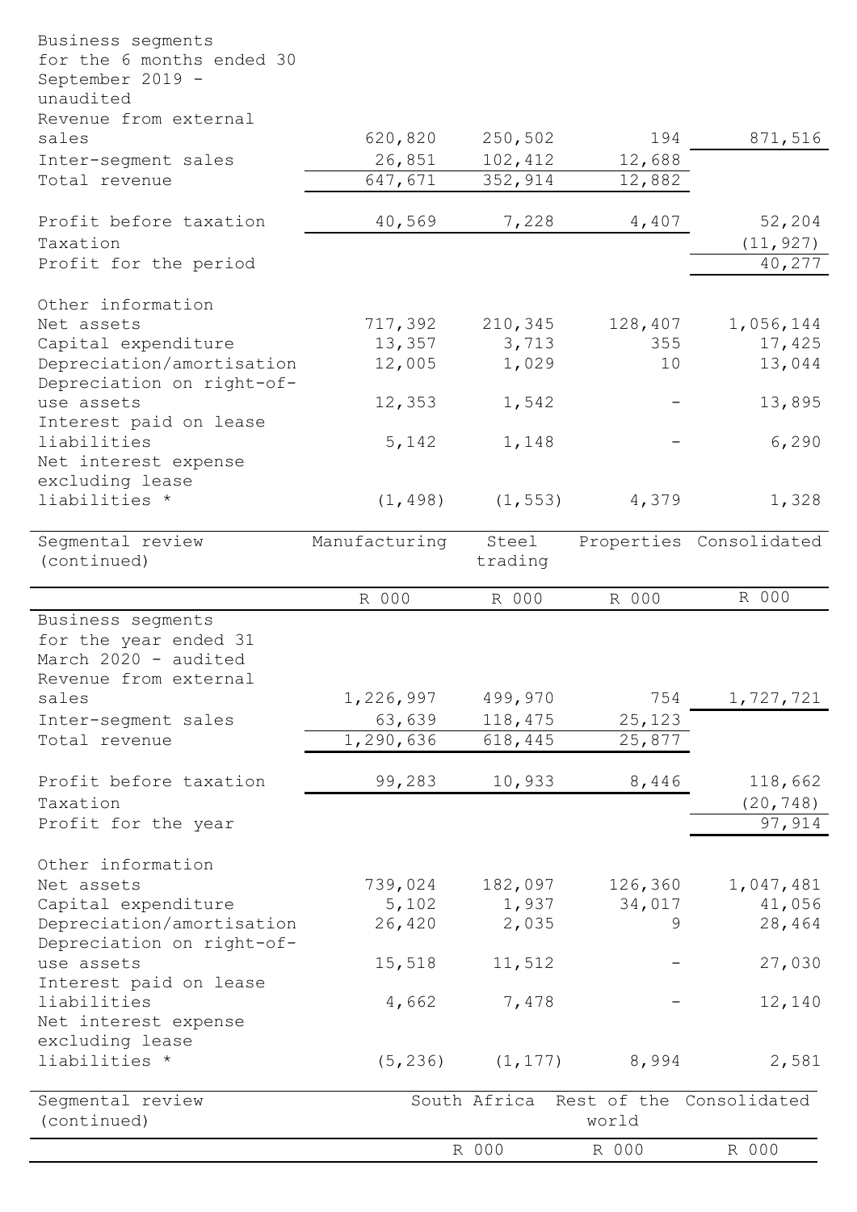| | | | | |
|---|---|---|---|---|
| Business segments for the 6 months ended 30 September 2019 - unaudited | | | | |
| Revenue from external sales | 620,820 | 250,502 | 194 | 871,516 |
| Inter-segment sales | 26,851 | 102,412 | 12,688 | |
| Total revenue | 647,671 | 352,914 | 12,882 | |
| | | | | |
| Profit before taxation | 40,569 | 7,228 | 4,407 | 52,204 |
| Taxation | | | | (11,927) |
| Profit for the period | | | | 40,277 |
| | | | | |
| Other information | | | | |
| Net assets | 717,392 | 210,345 | 128,407 | 1,056,144 |
| Capital expenditure | 13,357 | 3,713 | 355 | 17,425 |
| Depreciation/amortisation | 12,005 | 1,029 | 10 | 13,044 |
| Depreciation on right-of-use assets | 12,353 | 1,542 | - | 13,895 |
| Interest paid on lease liabilities | 5,142 | 1,148 | - | 6,290 |
| Net interest expense excluding lease liabilities * | (1,498) | (1,553) | 4,379 | 1,328 |

| Segmental review (continued) | Manufacturing | Steel trading | Properties | Consolidated |
|---|---|---|---|---|
| | R 000 | R 000 | R 000 | R 000 |
| Business segments for the year ended 31 March 2020 - audited | | | | |
| Revenue from external sales | 1,226,997 | 499,970 | 754 | 1,727,721 |
| Inter-segment sales | 63,639 | 118,475 | 25,123 | |
| Total revenue | 1,290,636 | 618,445 | 25,877 | |
| | | | | |
| Profit before taxation | 99,283 | 10,933 | 8,446 | 118,662 |
| Taxation | | | | (20,748) |
| Profit for the year | | | | 97,914 |
| | | | | |
| Other information | | | | |
| Net assets | 739,024 | 182,097 | 126,360 | 1,047,481 |
| Capital expenditure | 5,102 | 1,937 | 34,017 | 41,056 |
| Depreciation/amortisation | 26,420 | 2,035 | 9 | 28,464 |
| Depreciation on right-of-use assets | 15,518 | 11,512 | - | 27,030 |
| Interest paid on lease liabilities | 4,662 | 7,478 | - | 12,140 |
| Net interest expense excluding lease liabilities * | (5,236) | (1,177) | 8,994 | 2,581 |

| Segmental review (continued) | South Africa | Rest of the world | Consolidated |
|---|---|---|---|
| | R 000 | R 000 | R 000 |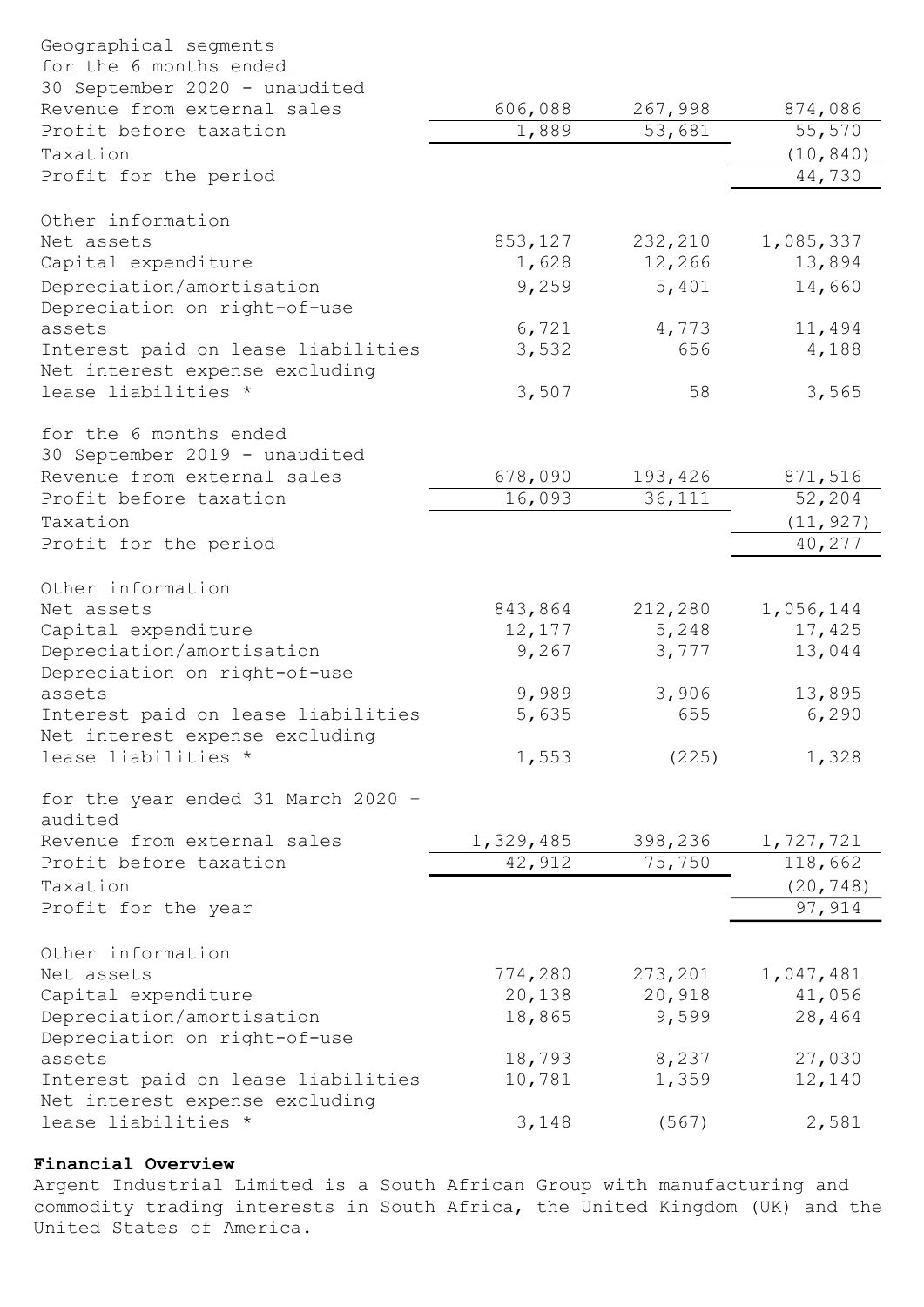| Geographical segments | | | |
|---|---|---|---|
| **for the 6 months ended 30 September 2020 - unaudited** | | | |
| Revenue from external sales | 606,088 | 267,998 | 874,086 |
| Profit before taxation | 1,889 | 53,681 | 55,570 |
| Taxation | | | (10,840) |
| Profit for the period | | | 44,730 |
| | | | |
| Other information | | | |
| Net assets | 853,127 | 232,210 | 1,085,337 |
| Capital expenditure | 1,628 | 12,266 | 13,894 |
| Depreciation/amortisation | 9,259 | 5,401 | 14,660 |
| Depreciation on right-of-use assets | 6,721 | 4,773 | 11,494 |
| Interest paid on lease liabilities | 3,532 | 656 | 4,188 |
| Net interest expense excluding lease liabilities * | 3,507 | 58 | 3,565 |
| | | | |
| **for the 6 months ended 30 September 2019 - unaudited** | | | |
| Revenue from external sales | 678,090 | 193,426 | 871,516 |
| Profit before taxation | 16,093 | 36,111 | 52,204 |
| Taxation | | | (11,927) |
| Profit for the period | | | 40,277 |
| | | | |
| Other information | | | |
| Net assets | 843,864 | 212,280 | 1,056,144 |
| Capital expenditure | 12,177 | 5,248 | 17,425 |
| Depreciation/amortisation | 9,267 | 3,777 | 13,044 |
| Depreciation on right-of-use assets | 9,989 | 3,906 | 13,895 |
| Interest paid on lease liabilities | 5,635 | 655 | 6,290 |
| Net interest expense excluding lease liabilities * | 1,553 | (225) | 1,328 |
| | | | |
| **for the year ended 31 March 2020 - audited** | | | |
| Revenue from external sales | 1,329,485 | 398,236 | 1,727,721 |
| Profit before taxation | 42,912 | 75,750 | 118,662 |
| Taxation | | | (20,748) |
| Profit for the year | | | 97,914 |
| | | | |
| Other information | | | |
| Net assets | 774,280 | 273,201 | 1,047,481 |
| Capital expenditure | 20,138 | 20,918 | 41,056 |
| Depreciation/amortisation | 18,865 | 9,599 | 28,464 |
| Depreciation on right-of-use assets | 18,793 | 8,237 | 27,030 |
| Interest paid on lease liabilities | 10,781 | 1,359 | 12,140 |
| Net interest expense excluding lease liabilities * | 3,148 | (567) | 2,581 |

## Financial Overview

Argent Industrial Limited is a South African Group with manufacturing and commodity trading interests in South Africa, the United Kingdom (UK) and the United States of America.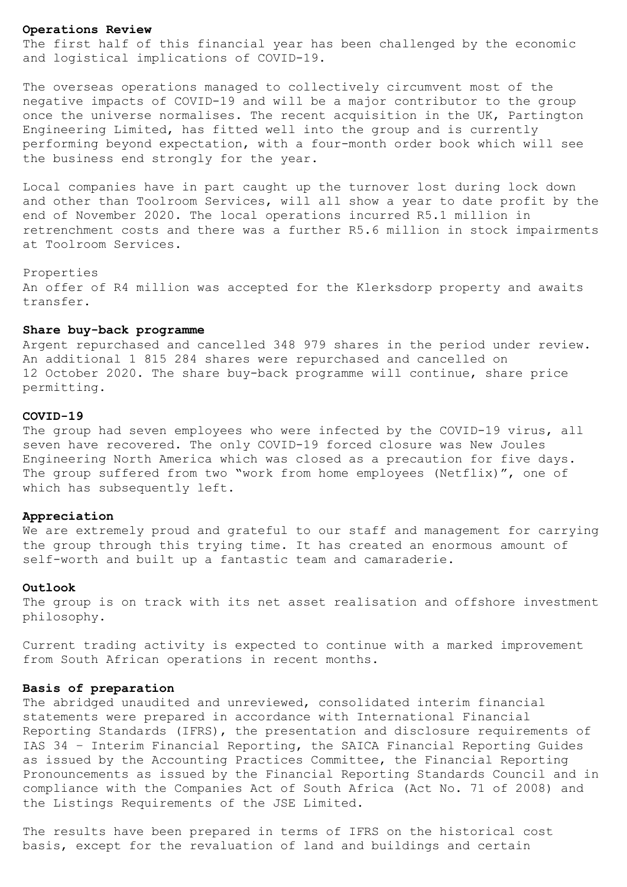## Operations Review

The first half of this financial year has been challenged by the economic and logistical implications of COVID-19.

The overseas operations managed to collectively circumvent most of the negative impacts of COVID-19 and will be a major contributor to the group once the universe normalises. The recent acquisition in the UK, Partington Engineering Limited, has fitted well into the group and is currently performing beyond expectation, with a four-month order book which will see the business end strongly for the year.

Local companies have in part caught up the turnover lost during lock down and other than Toolroom Services, will all show a year to date profit by the end of November 2020. The local operations incurred R5.1 million in retrenchment costs and there was a further R5.6 million in stock impairments at Toolroom Services.

Properties

An offer of R4 million was accepted for the Klerksdorp property and awaits transfer.

## Share buy-back programme

Argent repurchased and cancelled 348 979 shares in the period under review. An additional 1 815 284 shares were repurchased and cancelled on 12 October 2020. The share buy-back programme will continue, share price permitting.

## COVID-19

The group had seven employees who were infected by the COVID-19 virus, all seven have recovered. The only COVID-19 forced closure was New Joules Engineering North America which was closed as a precaution for five days. The group suffered from two "work from home employees (Netflix)", one of which has subsequently left.

## Appreciation

We are extremely proud and grateful to our staff and management for carrying the group through this trying time. It has created an enormous amount of self-worth and built up a fantastic team and camaraderie.

## Outlook

The group is on track with its net asset realisation and offshore investment philosophy.

Current trading activity is expected to continue with a marked improvement from South African operations in recent months.

## Basis of preparation

The abridged unaudited and unreviewed, consolidated interim financial statements were prepared in accordance with International Financial Reporting Standards (IFRS), the presentation and disclosure requirements of IAS 34 – Interim Financial Reporting, the SAICA Financial Reporting Guides as issued by the Accounting Practices Committee, the Financial Reporting Pronouncements as issued by the Financial Reporting Standards Council and in compliance with the Companies Act of South Africa (Act No. 71 of 2008) and the Listings Requirements of the JSE Limited.

The results have been prepared in terms of IFRS on the historical cost basis, except for the revaluation of land and buildings and certain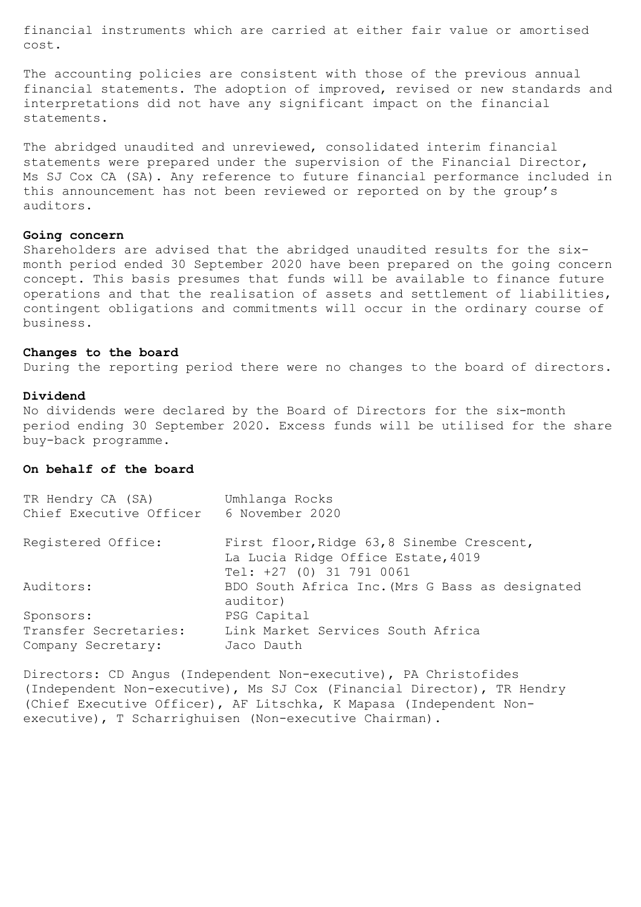financial instruments which are carried at either fair value or amortised cost.

The accounting policies are consistent with those of the previous annual financial statements. The adoption of improved, revised or new standards and interpretations did not have any significant impact on the financial statements.

The abridged unaudited and unreviewed, consolidated interim financial statements were prepared under the supervision of the Financial Director, Ms SJ Cox CA (SA). Any reference to future financial performance included in this announcement has not been reviewed or reported on by the group's auditors.

**Going concern**

Shareholders are advised that the abridged unaudited results for the six-month period ended 30 September 2020 have been prepared on the going concern concept. This basis presumes that funds will be available to finance future operations and that the realisation of assets and settlement of liabilities, contingent obligations and commitments will occur in the ordinary course of business.

**Changes to the board**

During the reporting period there were no changes to the board of directors.

**Dividend**

No dividends were declared by the Board of Directors for the six-month period ending 30 September 2020. Excess funds will be utilised for the share buy-back programme.

**On behalf of the board**

| | |
|---|---|
| TR Hendry CA (SA) | Umhlanga Rocks |
| Chief Executive Officer | 6 November 2020 |
| | |
| Registered Office: | First floor,Ridge 63,8 Sinembe Crescent, La Lucia Ridge Office Estate,4019 Tel: +27 (0) 31 791 0061 |
| Auditors: | BDO South Africa Inc.(Mrs G Bass as designated auditor) |
| Sponsors: | PSG Capital |
| Transfer Secretaries: | Link Market Services South Africa |
| Company Secretary: | Jaco Dauth |

Directors: CD Angus (Independent Non-executive), PA Christofides (Independent Non-executive), Ms SJ Cox (Financial Director), TR Hendry (Chief Executive Officer), AF Litschka, K Mapasa (Independent Non-executive), T Scharrighuisen (Non-executive Chairman).